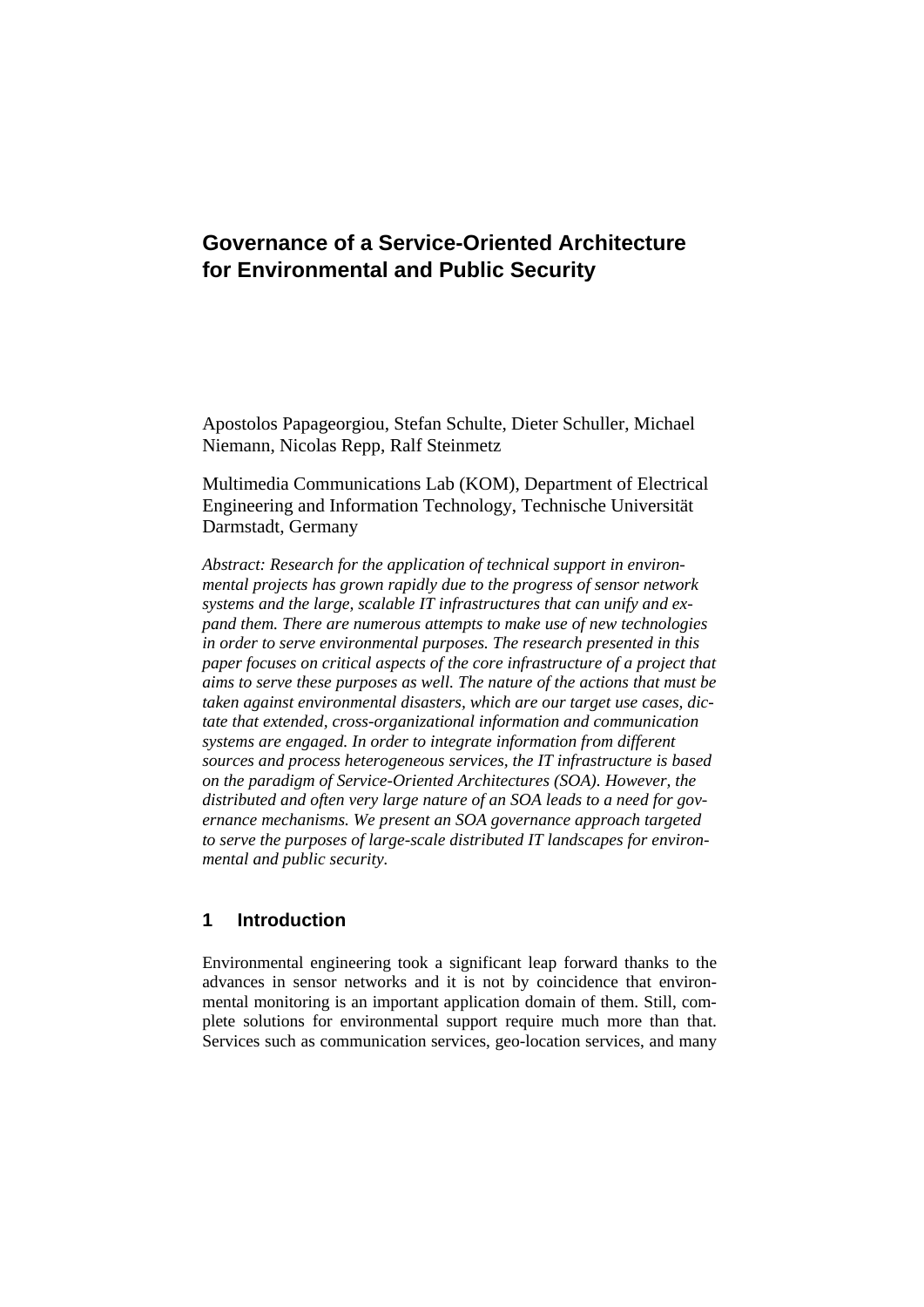# Governance of a Service-Oriented Architecture for Environmental and Public Security

Apostolos Papageorgiou, Stefan Schulte, Dieter Schuller, Michael Niemann, Nicolas Repp, Ralf Steinmetz

Multimedia Communications Lab (KOM), Department of Electrical Engineering and Information Technology, Technische Universität Darmstadt, Germany

*Abstract: Research for the application of technical support in environmental projects has grown rapidly due to the progress of sensor network systems and the large, scalable IT infrastructures that can unify and expand them. There are numerous attempts to make use of new technologies in order to serve environmental purposes. The research presented in this paper focuses on critical aspects of the core infrastructure of a project that aims to serve these purposes as well. The nature of the actions that must be taken against environmental disasters, which are our target use cases, dictate that extended, cross-organizational information and communication systems are engaged. In order to integrate information from different sources and process heterogeneous services, the IT infrastructure is based on the paradigm of Service-Oriented Architectures (SOA). However, the distributed and often very large nature of an SOA leads to a need for governance mechanisms. We present an SOA governance approach targeted to serve the purposes of large-scale distributed IT landscapes for environmental and public security.*

## 1 Introduction

Environmental engineering took a significant leap forward thanks to the advances in sensor networks and it is not by coincidence that environmental monitoring is an important application domain of them. Still, complete solutions for environmental support require much more than that. Services such as communication services, geo-location services, and many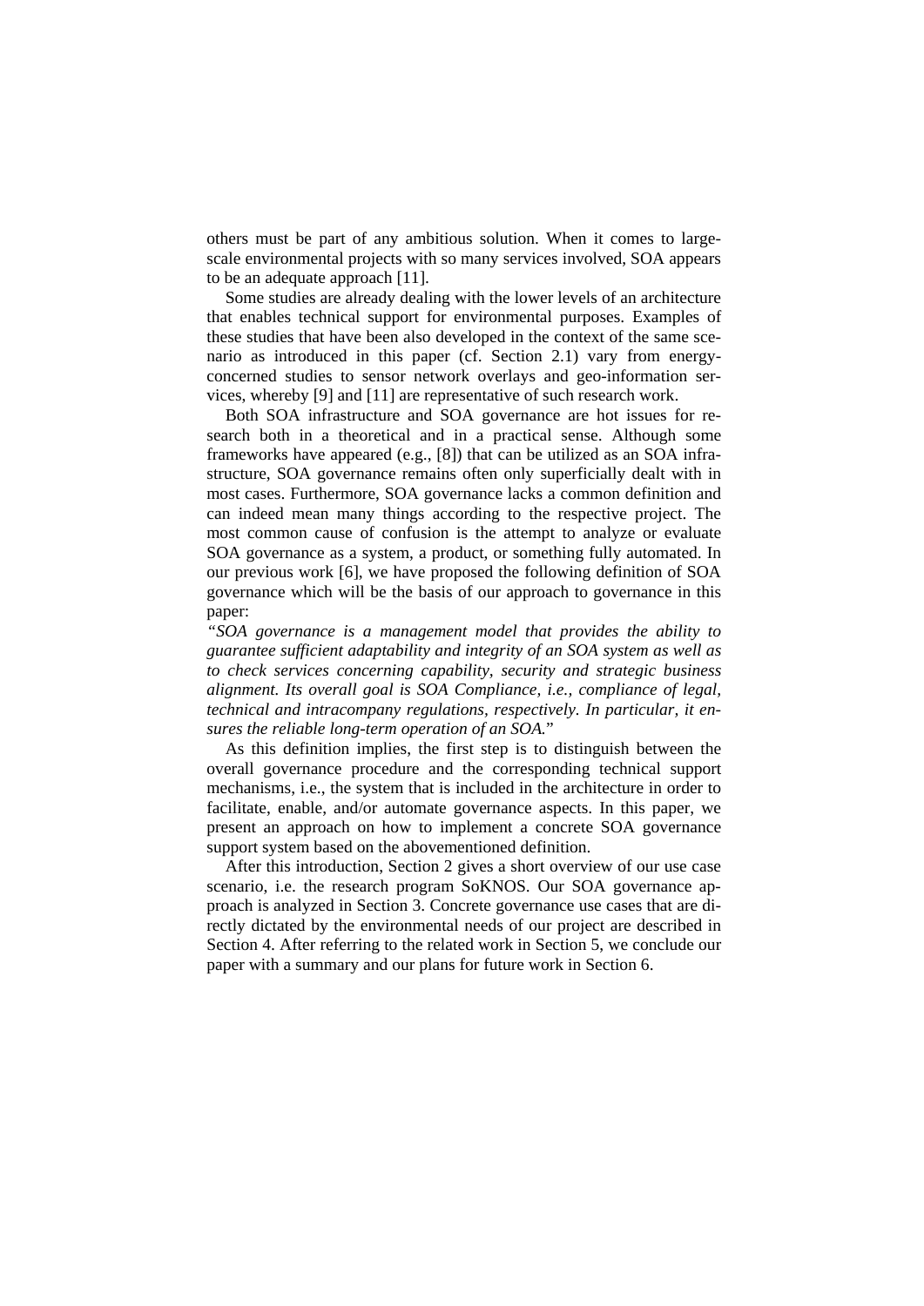others must be part of any ambitious solution. When it comes to large-scale environmental projects with so many services involved, SOA appears to be an adequate approach [11].

Some studies are already dealing with the lower levels of an architecture that enables technical support for environmental purposes. Examples of these studies that have been also developed in the context of the same scenario as introduced in this paper (cf. Section 2.1) vary from energy-concerned studies to sensor network overlays and geo-information services, whereby [9] and [11] are representative of such research work.

Both SOA infrastructure and SOA governance are hot issues for research both in a theoretical and in a practical sense. Although some frameworks have appeared (e.g., [8]) that can be utilized as an SOA infrastructure, SOA governance remains often only superficially dealt with in most cases. Furthermore, SOA governance lacks a common definition and can indeed mean many things according to the respective project. The most common cause of confusion is the attempt to analyze or evaluate SOA governance as a system, a product, or something fully automated. In our previous work [6], we have proposed the following definition of SOA governance which will be the basis of our approach to governance in this paper:

*"SOA governance is a management model that provides the ability to guarantee sufficient adaptability and integrity of an SOA system as well as to check services concerning capability, security and strategic business alignment. Its overall goal is SOA Compliance, i.e., compliance of legal, technical and intracompany regulations, respectively. In particular, it ensures the reliable long-term operation of an SOA."*

As this definition implies, the first step is to distinguish between the overall governance procedure and the corresponding technical support mechanisms, i.e., the system that is included in the architecture in order to facilitate, enable, and/or automate governance aspects. In this paper, we present an approach on how to implement a concrete SOA governance support system based on the abovementioned definition.

After this introduction, Section 2 gives a short overview of our use case scenario, i.e. the research program SoKNOS. Our SOA governance approach is analyzed in Section 3. Concrete governance use cases that are directly dictated by the environmental needs of our project are described in Section 4. After referring to the related work in Section 5, we conclude our paper with a summary and our plans for future work in Section 6.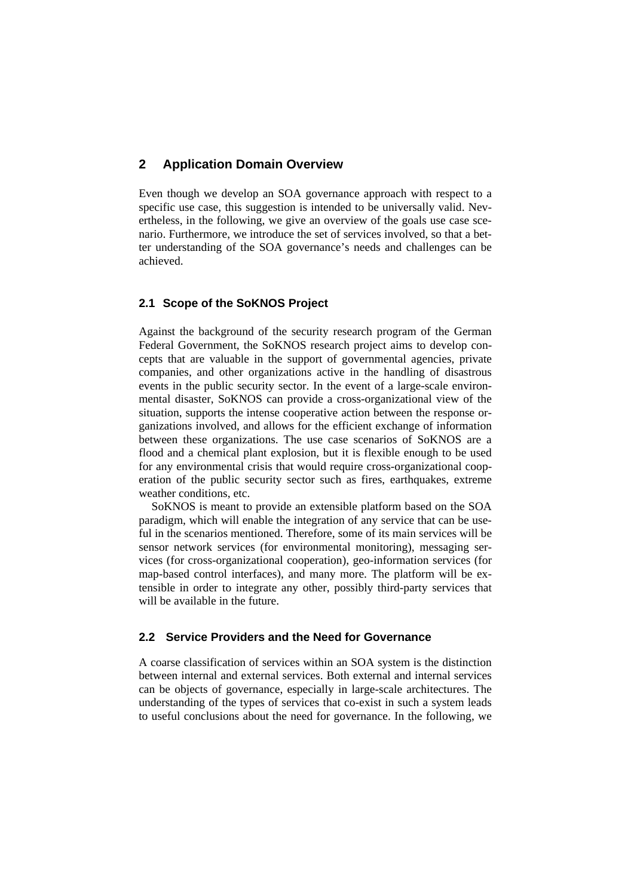## 2 Application Domain Overview

Even though we develop an SOA governance approach with respect to a specific use case, this suggestion is intended to be universally valid. Nevertheless, in the following, we give an overview of the goals use case scenario. Furthermore, we introduce the set of services involved, so that a better understanding of the SOA governance's needs and challenges can be achieved.

### 2.1 Scope of the SoKNOS Project

Against the background of the security research program of the German Federal Government, the SoKNOS research project aims to develop concepts that are valuable in the support of governmental agencies, private companies, and other organizations active in the handling of disastrous events in the public security sector. In the event of a large-scale environmental disaster, SoKNOS can provide a cross-organizational view of the situation, supports the intense cooperative action between the response organizations involved, and allows for the efficient exchange of information between these organizations. The use case scenarios of SoKNOS are a flood and a chemical plant explosion, but it is flexible enough to be used for any environmental crisis that would require cross-organizational cooperation of the public security sector such as fires, earthquakes, extreme weather conditions, etc.

SoKNOS is meant to provide an extensible platform based on the SOA paradigm, which will enable the integration of any service that can be useful in the scenarios mentioned. Therefore, some of its main services will be sensor network services (for environmental monitoring), messaging services (for cross-organizational cooperation), geo-information services (for map-based control interfaces), and many more. The platform will be extensible in order to integrate any other, possibly third-party services that will be available in the future.

### 2.2 Service Providers and the Need for Governance

A coarse classification of services within an SOA system is the distinction between internal and external services. Both external and internal services can be objects of governance, especially in large-scale architectures. The understanding of the types of services that co-exist in such a system leads to useful conclusions about the need for governance. In the following, we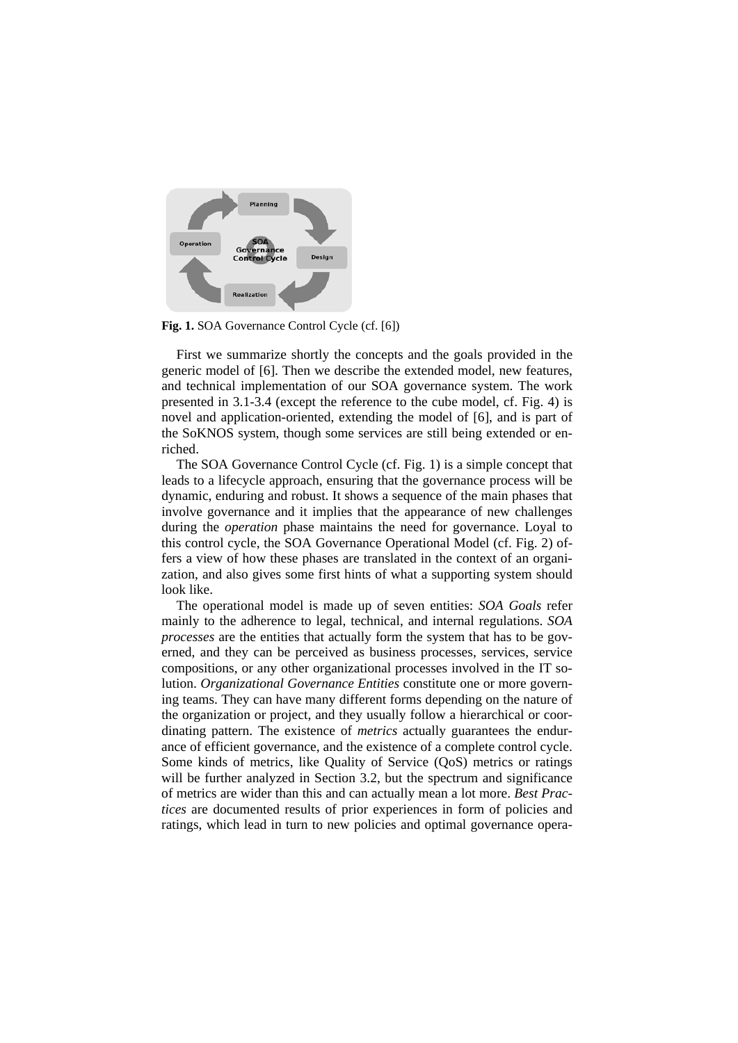**Fig. 1.** SOA Governance Control Cycle (cf. [6])

First we summarize shortly the concepts and the goals provided in the generic model of [6]. Then we describe the extended model, new features, and technical implementation of our SOA governance system. The work presented in 3.1-3.4 (except the reference to the cube model, cf. Fig. 4) is novel and application-oriented, extending the model of [6], and is part of the SoKNOS system, though some services are still being extended or enriched.

The SOA Governance Control Cycle (cf. Fig. 1) is a simple concept that leads to a lifecycle approach, ensuring that the governance process will be dynamic, enduring and robust. It shows a sequence of the main phases that involve governance and it implies that the appearance of new challenges during the *operation* phase maintains the need for governance. Loyal to this control cycle, the SOA Governance Operational Model (cf. Fig. 2) offers a view of how these phases are translated in the context of an organization, and also gives some first hints of what a supporting system should look like.

The operational model is made up of seven entities: *SOA Goals* refer mainly to the adherence to legal, technical, and internal regulations. *SOA processes* are the entities that actually form the system that has to be governed, and they can be perceived as business processes, services, service compositions, or any other organizational processes involved in the IT solution. *Organizational Governance Entities* constitute one or more governing teams. They can have many different forms depending on the nature of the organization or project, and they usually follow a hierarchical or coordinating pattern. The existence of *metrics* actually guarantees the endurance of efficient governance, and the existence of a complete control cycle. Some kinds of metrics, like Quality of Service (QoS) metrics or ratings will be further analyzed in Section 3.2, but the spectrum and significance of metrics are wider than this and can actually mean a lot more. *Best Practices* are documented results of prior experiences in form of policies and ratings, which lead in turn to new policies and optimal governance opera-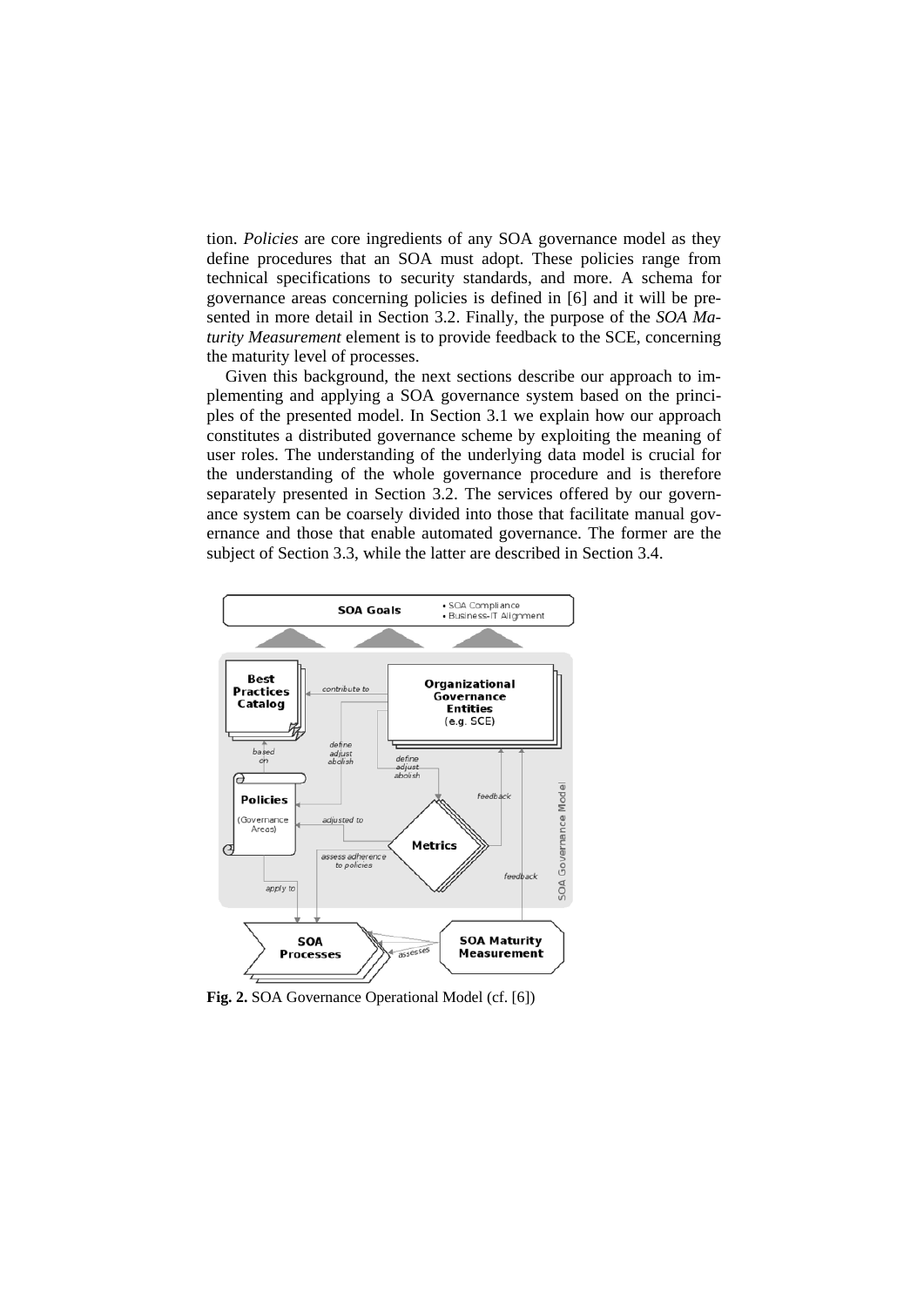tion. *Policies* are core ingredients of any SOA governance model as they define procedures that an SOA must adopt. These policies range from technical specifications to security standards, and more. A schema for governance areas concerning policies is defined in [6] and it will be presented in more detail in Section 3.2. Finally, the purpose of the *SOA Maturity Measurement* element is to provide feedback to the SCE, concerning the maturity level of processes.

Given this background, the next sections describe our approach to implementing and applying a SOA governance system based on the principles of the presented model. In Section 3.1 we explain how our approach constitutes a distributed governance scheme by exploiting the meaning of user roles. The understanding of the underlying data model is crucial for the understanding of the whole governance procedure and is therefore separately presented in Section 3.2. The services offered by our governance system can be coarsely divided into those that facilitate manual governance and those that enable automated governance. The former are the subject of Section 3.3, while the latter are described in Section 3.4.

**Fig. 2.** SOA Governance Operational Model (cf. [6])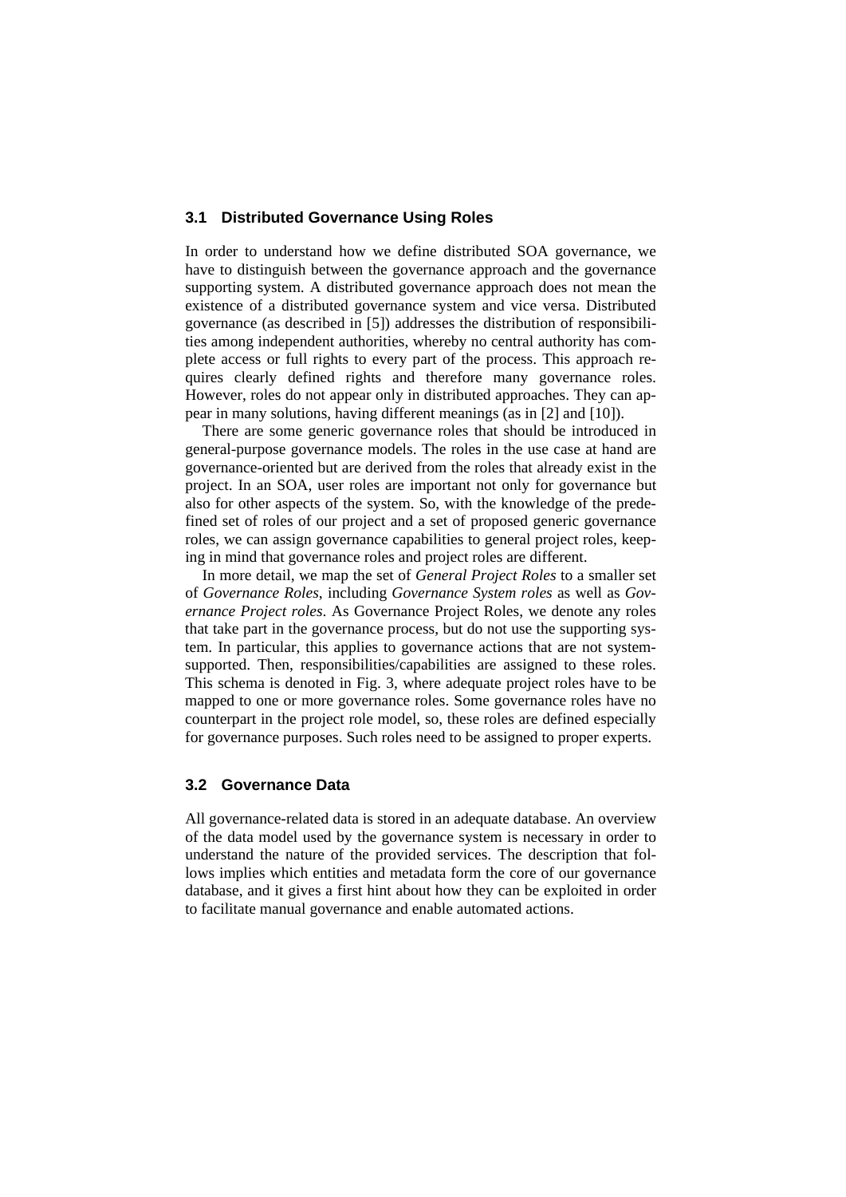### 3.1 Distributed Governance Using Roles

In order to understand how we define distributed SOA governance, we have to distinguish between the governance approach and the governance supporting system. A distributed governance approach does not mean the existence of a distributed governance system and vice versa. Distributed governance (as described in [5]) addresses the distribution of responsibilities among independent authorities, whereby no central authority has complete access or full rights to every part of the process. This approach requires clearly defined rights and therefore many governance roles. However, roles do not appear only in distributed approaches. They can appear in many solutions, having different meanings (as in [2] and [10]).

There are some generic governance roles that should be introduced in general-purpose governance models. The roles in the use case at hand are governance-oriented but are derived from the roles that already exist in the project. In an SOA, user roles are important not only for governance but also for other aspects of the system. So, with the knowledge of the predefined set of roles of our project and a set of proposed generic governance roles, we can assign governance capabilities to general project roles, keeping in mind that governance roles and project roles are different.

In more detail, we map the set of *General Project Roles* to a smaller set of *Governance Roles*, including *Governance System roles* as well as *Governance Project roles*. As Governance Project Roles, we denote any roles that take part in the governance process, but do not use the supporting system. In particular, this applies to governance actions that are not system-supported. Then, responsibilities/capabilities are assigned to these roles. This schema is denoted in Fig. 3, where adequate project roles have to be mapped to one or more governance roles. Some governance roles have no counterpart in the project role model, so, these roles are defined especially for governance purposes. Such roles need to be assigned to proper experts.

### 3.2 Governance Data

All governance-related data is stored in an adequate database. An overview of the data model used by the governance system is necessary in order to understand the nature of the provided services. The description that follows implies which entities and metadata form the core of our governance database, and it gives a first hint about how they can be exploited in order to facilitate manual governance and enable automated actions.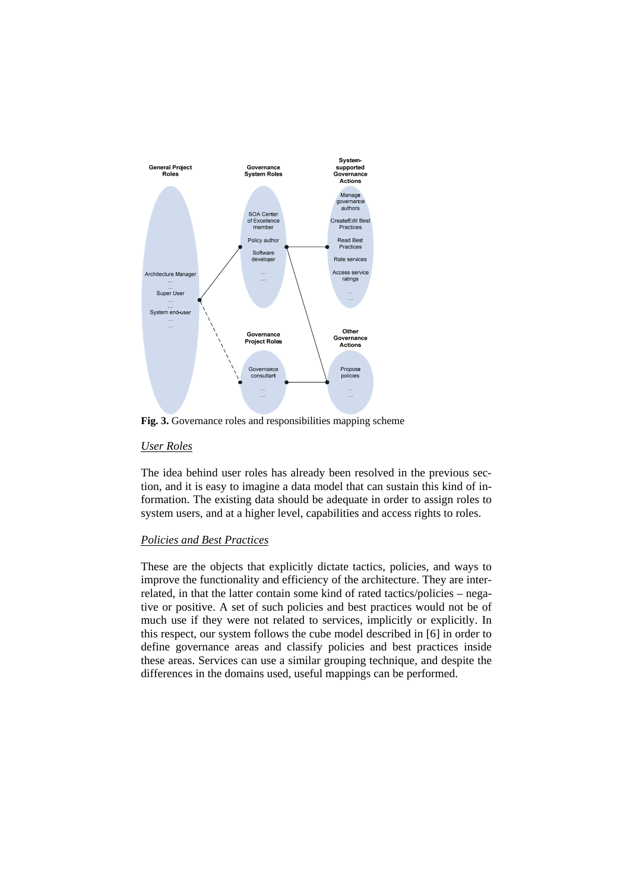**Fig. 3.** Governance roles and responsibilities mapping scheme

### *User Roles*

The idea behind user roles has already been resolved in the previous section, and it is easy to imagine a data model that can sustain this kind of information. The existing data should be adequate in order to assign roles to system users, and at a higher level, capabilities and access rights to roles.

### *Policies and Best Practices*

These are the objects that explicitly dictate tactics, policies, and ways to improve the functionality and efficiency of the architecture. They are interrelated, in that the latter contain some kind of rated tactics/policies – negative or positive. A set of such policies and best practices would not be of much use if they were not related to services, implicitly or explicitly. In this respect, our system follows the cube model described in [6] in order to define governance areas and classify policies and best practices inside these areas. Services can use a similar grouping technique, and despite the differences in the domains used, useful mappings can be performed.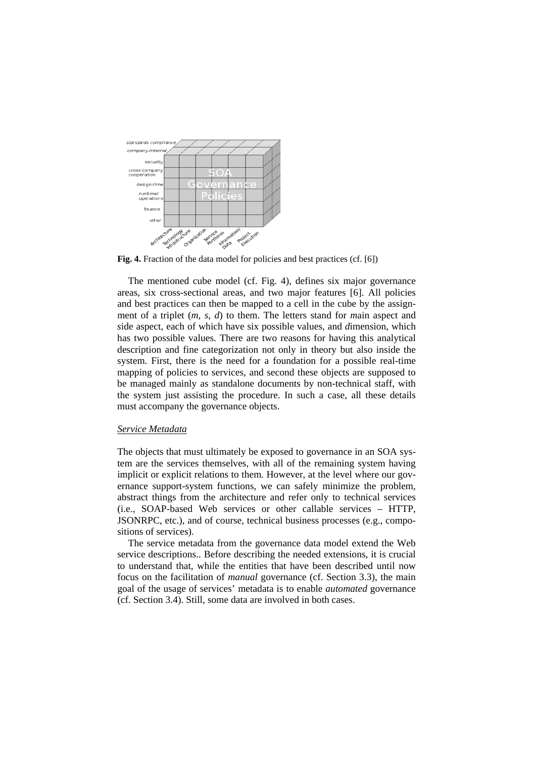**Fig. 4.** Fraction of the data model for policies and best practices (cf. [6])

The mentioned cube model (cf. Fig. 4), defines six major governance areas, six cross-sectional areas, and two major features [6]. All policies and best practices can then be mapped to a cell in the cube by the assignment of a triplet ($m$, $s$, $d$) to them. The letters stand for *m*ain aspect and *s*ide aspect, each of which have six possible values, and *d*imension, which has two possible values. There are two reasons for having this analytical description and fine categorization not only in theory but also inside the system. First, there is the need for a foundation for a possible real-time mapping of policies to services, and second these objects are supposed to be managed mainly as standalone documents by non-technical staff, with the system just assisting the procedure. In such a case, all these details must accompany the governance objects.

*Service Metadata*

The objects that must ultimately be exposed to governance in an SOA system are the services themselves, with all of the remaining system having implicit or explicit relations to them. However, at the level where our governance support-system functions, we can safely minimize the problem, abstract things from the architecture and refer only to technical services (i.e., SOAP-based Web services or other callable services – HTTP, JSONRPC, etc.), and of course, technical business processes (e.g., compositions of services).

The service metadata from the governance data model extend the Web service descriptions.. Before describing the needed extensions, it is crucial to understand that, while the entities that have been described until now focus on the facilitation of *manual* governance (cf. Section 3.3), the main goal of the usage of services' metadata is to enable *automated* governance (cf. Section 3.4). Still, some data are involved in both cases.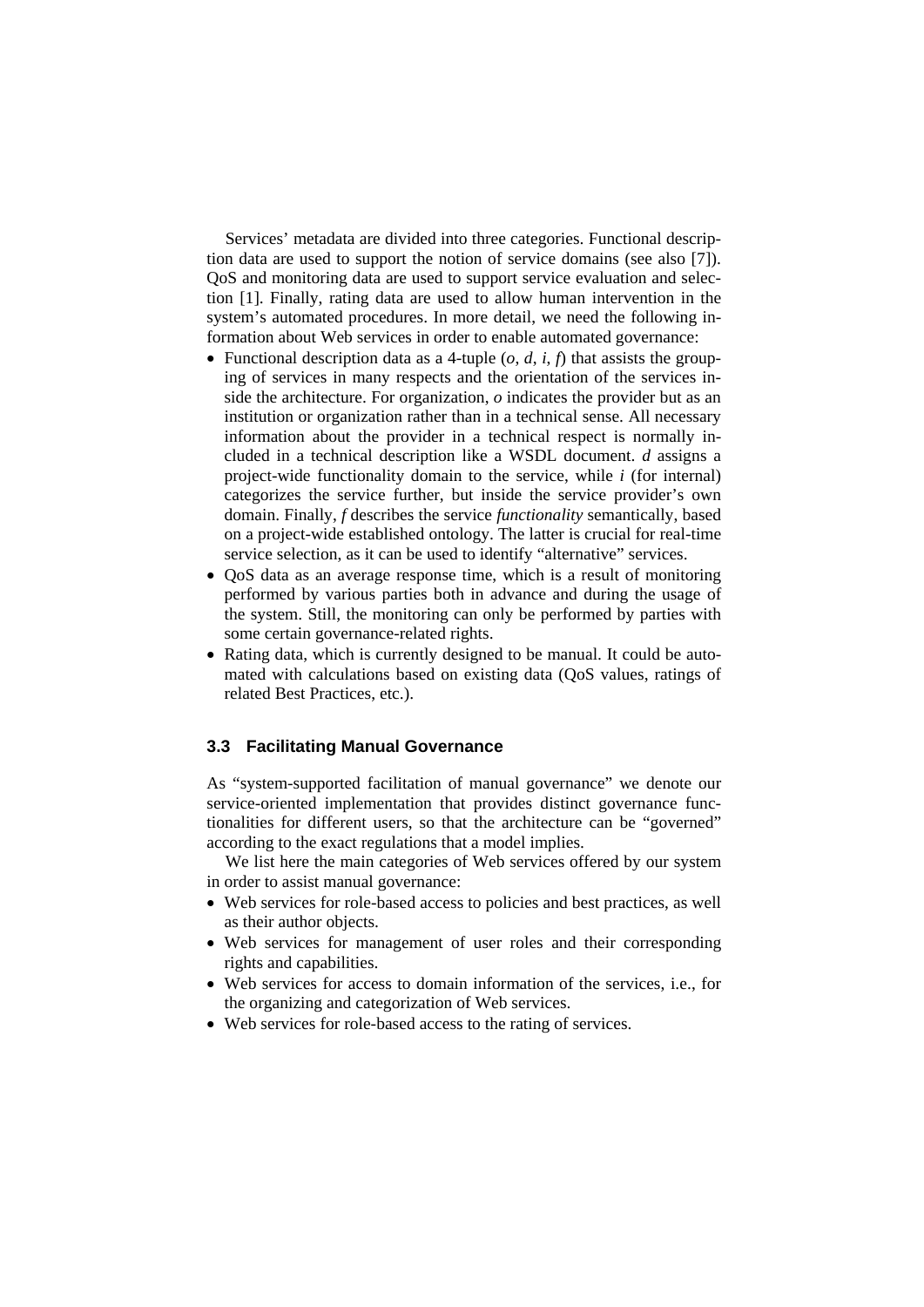Services' metadata are divided into three categories. Functional description data are used to support the notion of service domains (see also [7]). QoS and monitoring data are used to support service evaluation and selection [1]. Finally, rating data are used to allow human intervention in the system's automated procedures. In more detail, we need the following information about Web services in order to enable automated governance:

- Functional description data as a 4-tuple ($o$, $d$, $i$, $f$) that assists the grouping of services in many respects and the orientation of the services inside the architecture. For organization, $o$ indicates the provider but as an institution or organization rather than in a technical sense. All necessary information about the provider in a technical respect is normally included in a technical description like a WSDL document. $d$ assigns a project-wide functionality domain to the service, while $i$ (for internal) categorizes the service further, but inside the service provider's own domain. Finally, $f$ describes the service *functionality* semantically, based on a project-wide established ontology. The latter is crucial for real-time service selection, as it can be used to identify "alternative" services.
- QoS data as an average response time, which is a result of monitoring performed by various parties both in advance and during the usage of the system. Still, the monitoring can only be performed by parties with some certain governance-related rights.
- Rating data, which is currently designed to be manual. It could be automated with calculations based on existing data (QoS values, ratings of related Best Practices, etc.).

### 3.3 Facilitating Manual Governance

As "system-supported facilitation of manual governance" we denote our service-oriented implementation that provides distinct governance functionalities for different users, so that the architecture can be "governed" according to the exact regulations that a model implies.

We list here the main categories of Web services offered by our system in order to assist manual governance:

- Web services for role-based access to policies and best practices, as well as their author objects.
- Web services for management of user roles and their corresponding rights and capabilities.
- Web services for access to domain information of the services, i.e., for the organizing and categorization of Web services.
- Web services for role-based access to the rating of services.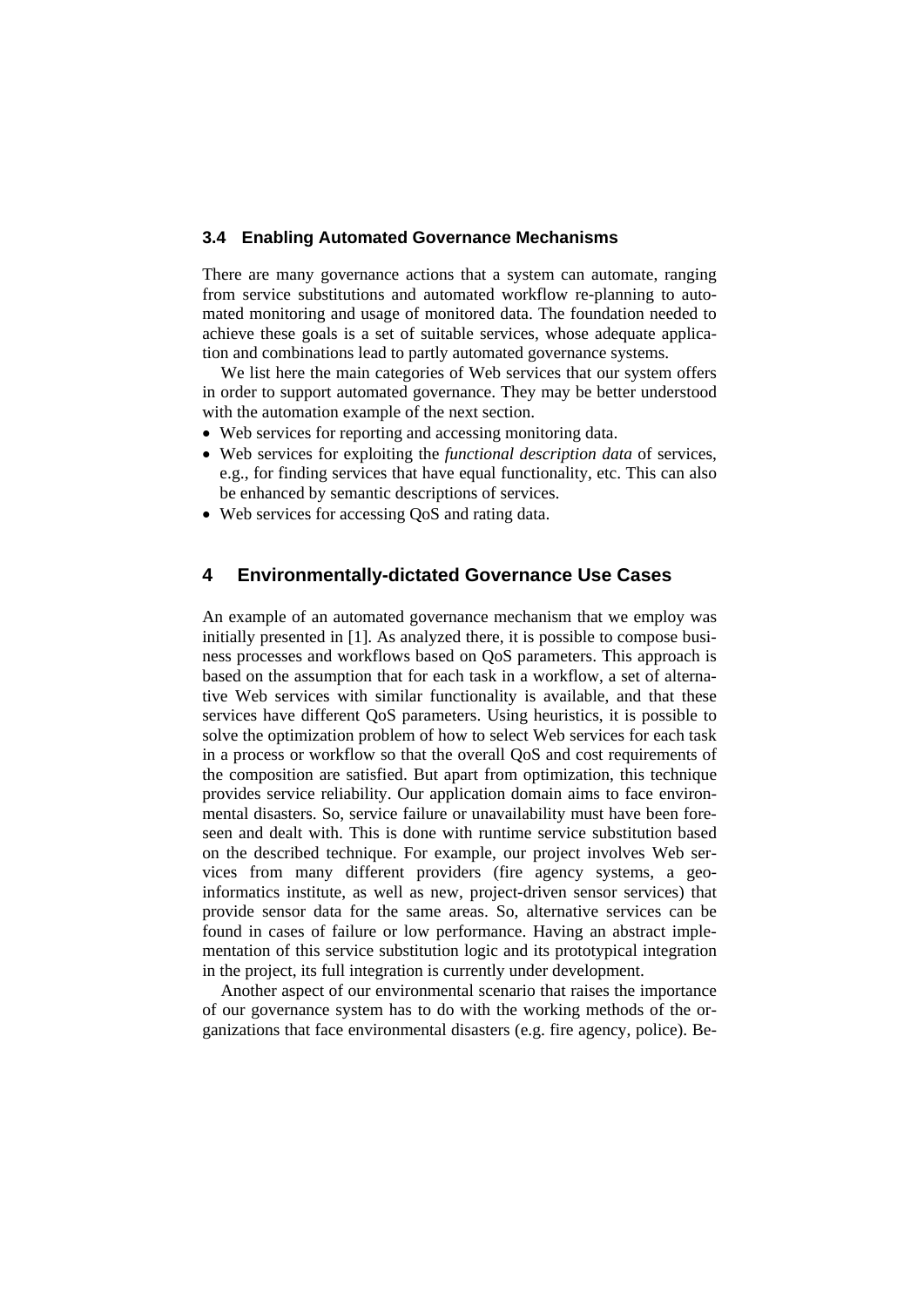### 3.4 Enabling Automated Governance Mechanisms

There are many governance actions that a system can automate, ranging from service substitutions and automated workflow re-planning to automated monitoring and usage of monitored data. The foundation needed to achieve these goals is a set of suitable services, whose adequate application and combinations lead to partly automated governance systems.

We list here the main categories of Web services that our system offers in order to support automated governance. They may be better understood with the automation example of the next section.

- Web services for reporting and accessing monitoring data.
- Web services for exploiting the *functional description data* of services, e.g., for finding services that have equal functionality, etc. This can also be enhanced by semantic descriptions of services.
- Web services for accessing QoS and rating data.

## 4 Environmentally-dictated Governance Use Cases

An example of an automated governance mechanism that we employ was initially presented in [1]. As analyzed there, it is possible to compose business processes and workflows based on QoS parameters. This approach is based on the assumption that for each task in a workflow, a set of alternative Web services with similar functionality is available, and that these services have different QoS parameters. Using heuristics, it is possible to solve the optimization problem of how to select Web services for each task in a process or workflow so that the overall QoS and cost requirements of the composition are satisfied. But apart from optimization, this technique provides service reliability. Our application domain aims to face environmental disasters. So, service failure or unavailability must have been foreseen and dealt with. This is done with runtime service substitution based on the described technique. For example, our project involves Web services from many different providers (fire agency systems, a geo-informatics institute, as well as new, project-driven sensor services) that provide sensor data for the same areas. So, alternative services can be found in cases of failure or low performance. Having an abstract implementation of this service substitution logic and its prototypical integration in the project, its full integration is currently under development.

Another aspect of our environmental scenario that raises the importance of our governance system has to do with the working methods of the organizations that face environmental disasters (e.g. fire agency, police). Be-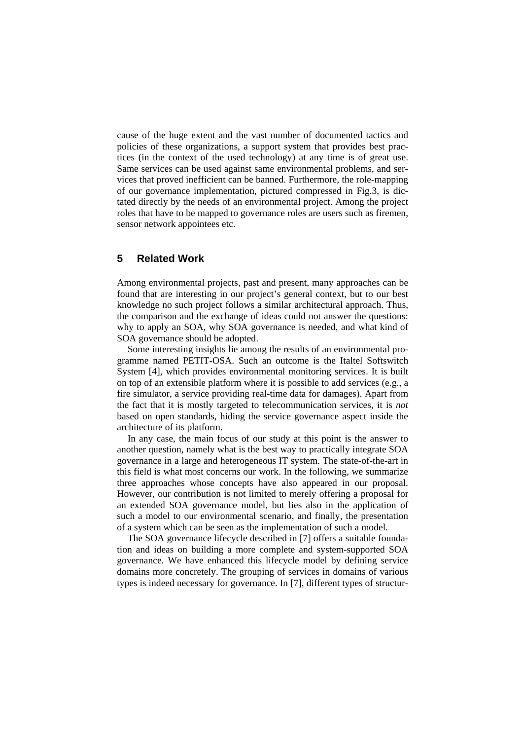cause of the huge extent and the vast number of documented tactics and policies of these organizations, a support system that provides best practices (in the context of the used technology) at any time is of great use. Same services can be used against same environmental problems, and services that proved inefficient can be banned. Furthermore, the role-mapping of our governance implementation, pictured compressed in Fig.3, is dictated directly by the needs of an environmental project. Among the project roles that have to be mapped to governance roles are users such as firemen, sensor network appointees etc.

## 5 Related Work

Among environmental projects, past and present, many approaches can be found that are interesting in our project's general context, but to our best knowledge no such project follows a similar architectural approach. Thus, the comparison and the exchange of ideas could not answer the questions: why to apply an SOA, why SOA governance is needed, and what kind of SOA governance should be adopted.

Some interesting insights lie among the results of an environmental programme named PETIT-OSA. Such an outcome is the Italtel Softswitch System [4], which provides environmental monitoring services. It is built on top of an extensible platform where it is possible to add services (e.g., a fire simulator, a service providing real-time data for damages). Apart from the fact that it is mostly targeted to telecommunication services, it is *not* based on open standards, hiding the service governance aspect inside the architecture of its platform.

In any case, the main focus of our study at this point is the answer to another question, namely what is the best way to practically integrate SOA governance in a large and heterogeneous IT system. The state-of-the-art in this field is what most concerns our work. In the following, we summarize three approaches whose concepts have also appeared in our proposal. However, our contribution is not limited to merely offering a proposal for an extended SOA governance model, but lies also in the application of such a model to our environmental scenario, and finally, the presentation of a system which can be seen as the implementation of such a model.

The SOA governance lifecycle described in [7] offers a suitable foundation and ideas on building a more complete and system-supported SOA governance. We have enhanced this lifecycle model by defining service domains more concretely. The grouping of services in domains of various types is indeed necessary for governance. In [7], different types of structur-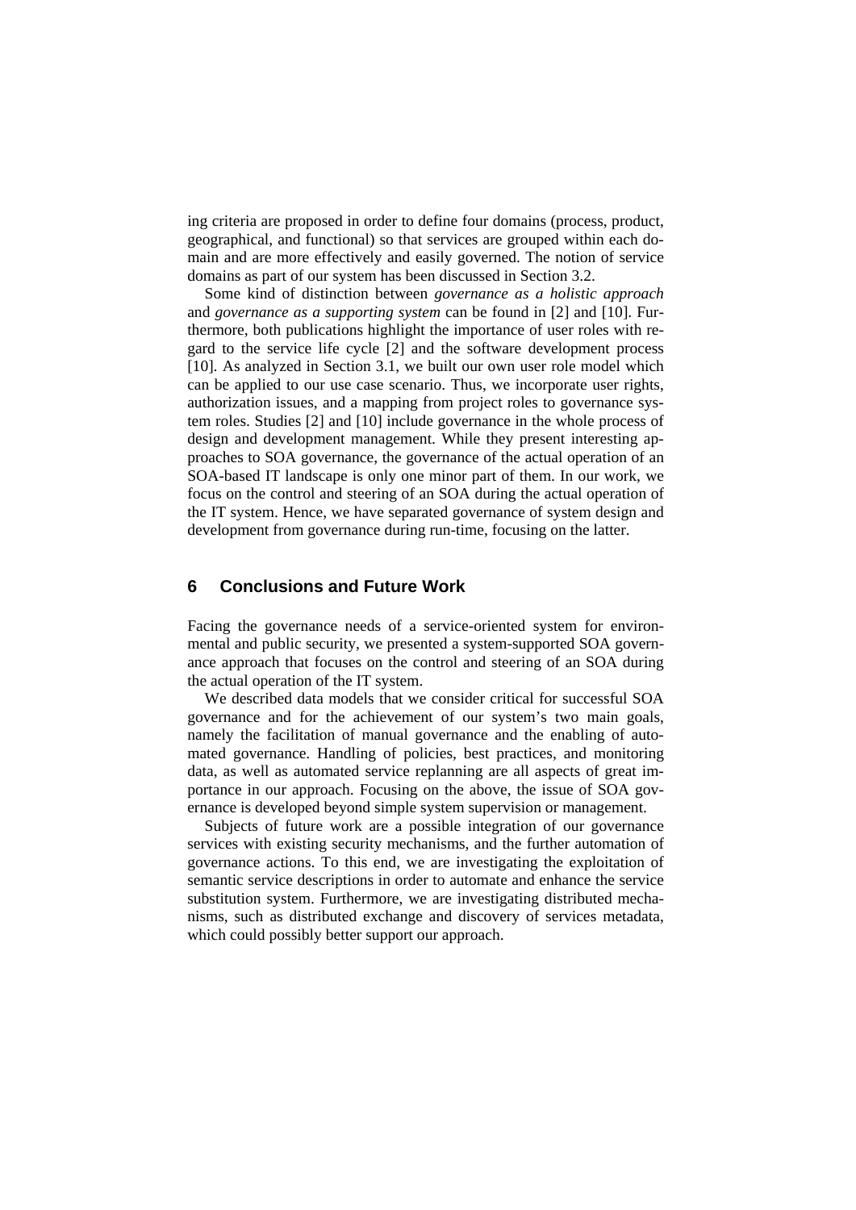ing criteria are proposed in order to define four domains (process, product, geographical, and functional) so that services are grouped within each domain and are more effectively and easily governed. The notion of service domains as part of our system has been discussed in Section 3.2.

Some kind of distinction between *governance as a holistic approach* and *governance as a supporting system* can be found in [2] and [10]. Furthermore, both publications highlight the importance of user roles with regard to the service life cycle [2] and the software development process [10]. As analyzed in Section 3.1, we built our own user role model which can be applied to our use case scenario. Thus, we incorporate user rights, authorization issues, and a mapping from project roles to governance system roles. Studies [2] and [10] include governance in the whole process of design and development management. While they present interesting approaches to SOA governance, the governance of the actual operation of an SOA-based IT landscape is only one minor part of them. In our work, we focus on the control and steering of an SOA during the actual operation of the IT system. Hence, we have separated governance of system design and development from governance during run-time, focusing on the latter.

## 6 Conclusions and Future Work

Facing the governance needs of a service-oriented system for environmental and public security, we presented a system-supported SOA governance approach that focuses on the control and steering of an SOA during the actual operation of the IT system.

We described data models that we consider critical for successful SOA governance and for the achievement of our system's two main goals, namely the facilitation of manual governance and the enabling of automated governance. Handling of policies, best practices, and monitoring data, as well as automated service replanning are all aspects of great importance in our approach. Focusing on the above, the issue of SOA governance is developed beyond simple system supervision or management.

Subjects of future work are a possible integration of our governance services with existing security mechanisms, and the further automation of governance actions. To this end, we are investigating the exploitation of semantic service descriptions in order to automate and enhance the service substitution system. Furthermore, we are investigating distributed mechanisms, such as distributed exchange and discovery of services metadata, which could possibly better support our approach.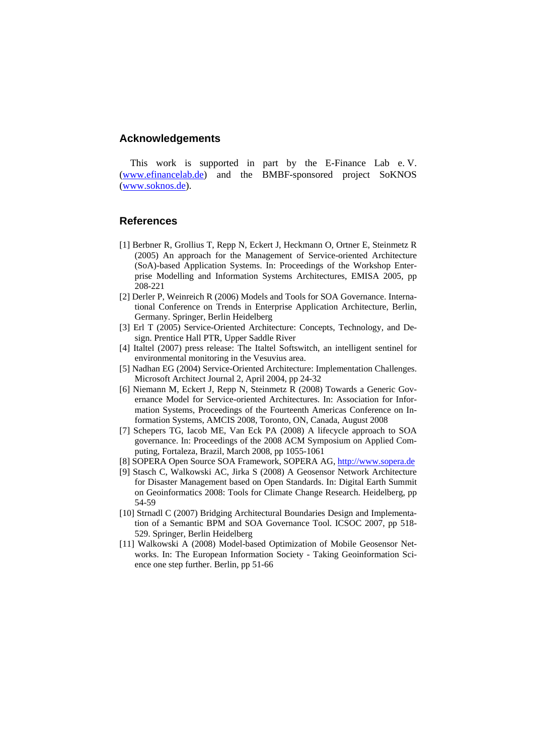## Acknowledgements

This work is supported in part by the E-Finance Lab e. V. (www.efinancelab.de) and the BMBF-sponsored project SoKNOS (www.soknos.de).

## References

[1] Berbner R, Grollius T, Repp N, Eckert J, Heckmann O, Ortner E, Steinmetz R (2005) An approach for the Management of Service-oriented Architecture (SoA)-based Application Systems. In: Proceedings of the Workshop Enterprise Modelling and Information Systems Architectures, EMISA 2005, pp 208-221

[2] Derler P, Weinreich R (2006) Models and Tools for SOA Governance. International Conference on Trends in Enterprise Application Architecture, Berlin, Germany. Springer, Berlin Heidelberg

[3] Erl T (2005) Service-Oriented Architecture: Concepts, Technology, and Design. Prentice Hall PTR, Upper Saddle River

[4] Italtel (2007) press release: The Italtel Softswitch, an intelligent sentinel for environmental monitoring in the Vesuvius area.

[5] Nadhan EG (2004) Service-Oriented Architecture: Implementation Challenges. Microsoft Architect Journal 2, April 2004, pp 24-32

[6] Niemann M, Eckert J, Repp N, Steinmetz R (2008) Towards a Generic Governance Model for Service-oriented Architectures. In: Association for Information Systems, Proceedings of the Fourteenth Americas Conference on Information Systems, AMCIS 2008, Toronto, ON, Canada, August 2008

[7] Schepers TG, Iacob ME, Van Eck PA (2008) A lifecycle approach to SOA governance. In: Proceedings of the 2008 ACM Symposium on Applied Computing, Fortaleza, Brazil, March 2008, pp 1055-1061

[8] SOPERA Open Source SOA Framework, SOPERA AG, http://www.sopera.de

[9] Stasch C, Walkowski AC, Jirka S (2008) A Geosensor Network Architecture for Disaster Management based on Open Standards. In: Digital Earth Summit on Geoinformatics 2008: Tools for Climate Change Research. Heidelberg, pp 54-59

[10] Strnadl C (2007) Bridging Architectural Boundaries Design and Implementation of a Semantic BPM and SOA Governance Tool. ICSOC 2007, pp 518-529. Springer, Berlin Heidelberg

[11] Walkowski A (2008) Model-based Optimization of Mobile Geosensor Networks. In: The European Information Society - Taking Geoinformation Science one step further. Berlin, pp 51-66